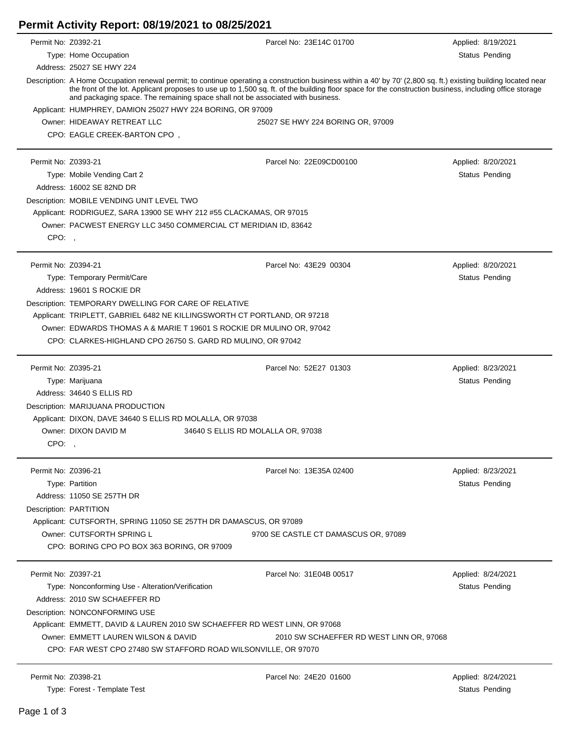# Permit Activity Report: 08/19/2021 to 08/25/2021

---

**Permit No:** Z0392-21 | **Parcel No:** 23E14C 01700 | **Applied:** 8/19/2021

**Type:** Home Occupation | **Status** Pending

**Address:** 25027 SE HWY 224

**Description:** A Home Occupation renewal permit; to continue operating a construction business within a 40' by 70' (2,800 sq. ft.) existing building located near the front of the lot. Applicant proposes to use up to 1,500 sq. ft. of the building floor space for the construction business, including office storage and packaging space. The remaining space shall not be associated with business.

**Applicant:** HUMPHREY, DAMION 25027 HWY 224 BORING, OR 97009

**Owner:** HIDEAWAY RETREAT LLC 25027 SE HWY 224 BORING OR, 97009

**CPO:** EAGLE CREEK-BARTON CPO ,

---

**Permit No:** Z0393-21 | **Parcel No:** 22E09CD00100 | **Applied:** 8/20/2021

**Type:** Mobile Vending Cart 2 | **Status** Pending

**Address:** 16002 SE 82ND DR

**Description:** MOBILE VENDING UNIT LEVEL TWO

**Applicant:** RODRIGUEZ, SARA 13900 SE WHY 212 #55 CLACKAMAS, OR 97015

**Owner:** PACWEST ENERGY LLC 3450 COMMERCIAL CT MERIDIAN ID, 83642

**CPO:** ,

---

**Permit No:** Z0394-21 | **Parcel No:** 43E29 00304 | **Applied:** 8/20/2021

**Type:** Temporary Permit/Care | **Status** Pending

**Address:** 19601 S ROCKIE DR

**Description:** TEMPORARY DWELLING FOR CARE OF RELATIVE

**Applicant:** TRIPLETT, GABRIEL 6482 NE KILLINGSWORTH CT PORTLAND, OR 97218

**Owner:** EDWARDS THOMAS A & MARIE T 19601 S ROCKIE DR MULINO OR, 97042

**CPO:** CLARKES-HIGHLAND CPO 26750 S. GARD RD MULINO, OR 97042

---

**Permit No:** Z0395-21 | **Parcel No:** 52E27 01303 | **Applied:** 8/23/2021

**Type:** Marijuana | **Status** Pending

**Address:** 34640 S ELLIS RD

**Description:** MARIJUANA PRODUCTION

**Applicant:** DIXON, DAVE 34640 S ELLIS RD MOLALLA, OR 97038

**Owner:** DIXON DAVID M 34640 S ELLIS RD MOLALLA OR, 97038

**CPO:** ,

---

**Permit No:** Z0396-21 | **Parcel No:** 13E35A 02400 | **Applied:** 8/23/2021

**Type:** Partition | **Status** Pending

**Address:** 11050 SE 257TH DR

**Description:** PARTITION

**Applicant:** CUTSFORTH, SPRING 11050 SE 257TH DR DAMASCUS, OR 97089

**Owner:** CUTSFORTH SPRING L 9700 SE CASTLE CT DAMASCUS OR, 97089

**CPO:** BORING CPO PO BOX 363 BORING, OR 97009

---

**Permit No:** Z0397-21 | **Parcel No:** 31E04B 00517 | **Applied:** 8/24/2021

**Type:** Nonconforming Use - Alteration/Verification | **Status** Pending

**Address:** 2010 SW SCHAEFFER RD

**Description:** NONCONFORMING USE

**Applicant:** EMMETT, DAVID & LAUREN 2010 SW SCHAEFFER RD WEST LINN, OR 97068

**Owner:** EMMETT LAUREN WILSON & DAVID 2010 SW SCHAEFFER RD WEST LINN OR, 97068

**CPO:** FAR WEST CPO 27480 SW STAFFORD ROAD WILSONVILLE, OR 97070

---

**Permit No:** Z0398-21 | **Parcel No:** 24E20 01600 | **Applied:** 8/24/2021

**Type:** Forest - Template Test | **Status** Pending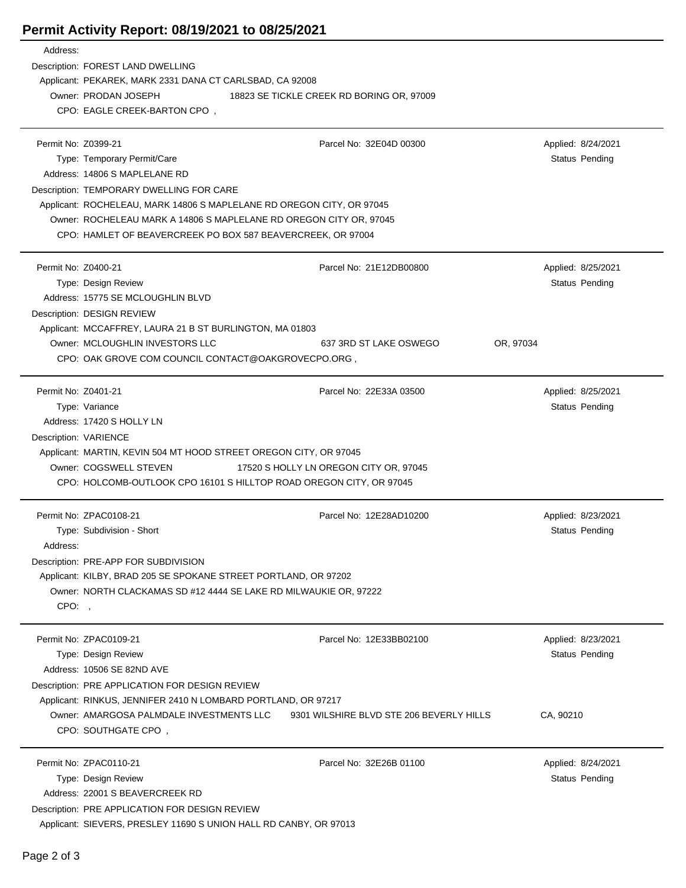# Permit Activity Report: 08/19/2021 to 08/25/2021

Address:
Description: FOREST LAND DWELLING
Applicant: PEKAREK, MARK 2331 DANA CT CARLSBAD, CA 92008
Owner: PRODAN JOSEPH 18823 SE TICKLE CREEK RD BORING OR, 97009
CPO: EAGLE CREEK-BARTON CPO ,

---

Permit No: Z0399-21 | Parcel No: 32E04D 00300 | Applied: 8/24/2021
Type: Temporary Permit/Care | Status Pending
Address: 14806 S MAPLELANE RD
Description: TEMPORARY DWELLING FOR CARE
Applicant: ROCHELEAU, MARK 14806 S MAPLELANE RD OREGON CITY, OR 97045
Owner: ROCHELEAU MARK A 14806 S MAPLELANE RD OREGON CITY OR, 97045
CPO: HAMLET OF BEAVERCREEK PO BOX 587 BEAVERCREEK, OR 97004

---

Permit No: Z0400-21 | Parcel No: 21E12DB00800 | Applied: 8/25/2021
Type: Design Review | Status Pending
Address: 15775 SE MCLOUGHLIN BLVD
Description: DESIGN REVIEW
Applicant: MCCAFFREY, LAURA 21 B ST BURLINGTON, MA 01803
Owner: MCLOUGHLIN INVESTORS LLC 637 3RD ST LAKE OSWEGO OR, 97034
CPO: OAK GROVE COM COUNCIL CONTACT@OAKGROVECPO.ORG ,

---

Permit No: Z0401-21 | Parcel No: 22E33A 03500 | Applied: 8/25/2021
Type: Variance | Status Pending
Address: 17420 S HOLLY LN
Description: VARIENCE
Applicant: MARTIN, KEVIN 504 MT HOOD STREET OREGON CITY, OR 97045
Owner: COGSWELL STEVEN 17520 S HOLLY LN OREGON CITY OR, 97045
CPO: HOLCOMB-OUTLOOK CPO 16101 S HILLTOP ROAD OREGON CITY, OR 97045

---

Permit No: ZPAC0108-21 | Parcel No: 12E28AD10200 | Applied: 8/23/2021
Type: Subdivision - Short | Status Pending
Address:
Description: PRE-APP FOR SUBDIVISION
Applicant: KILBY, BRAD 205 SE SPOKANE STREET PORTLAND, OR 97202
Owner: NORTH CLACKAMAS SD #12 4444 SE LAKE RD MILWAUKIE OR, 97222
CPO: ,

---

Permit No: ZPAC0109-21 | Parcel No: 12E33BB02100 | Applied: 8/23/2021
Type: Design Review | Status Pending
Address: 10506 SE 82ND AVE
Description: PRE APPLICATION FOR DESIGN REVIEW
Applicant: RINKUS, JENNIFER 2410 N LOMBARD PORTLAND, OR 97217
Owner: AMARGOSA PALMDALE INVESTMENTS LLC 9301 WILSHIRE BLVD STE 206 BEVERLY HILLS CA, 90210
CPO: SOUTHGATE CPO ,

---

Permit No: ZPAC0110-21 | Parcel No: 32E26B 01100 | Applied: 8/24/2021
Type: Design Review | Status Pending
Address: 22001 S BEAVERCREEK RD
Description: PRE APPLICATION FOR DESIGN REVIEW
Applicant: SIEVERS, PRESLEY 11690 S UNION HALL RD CANBY, OR 97013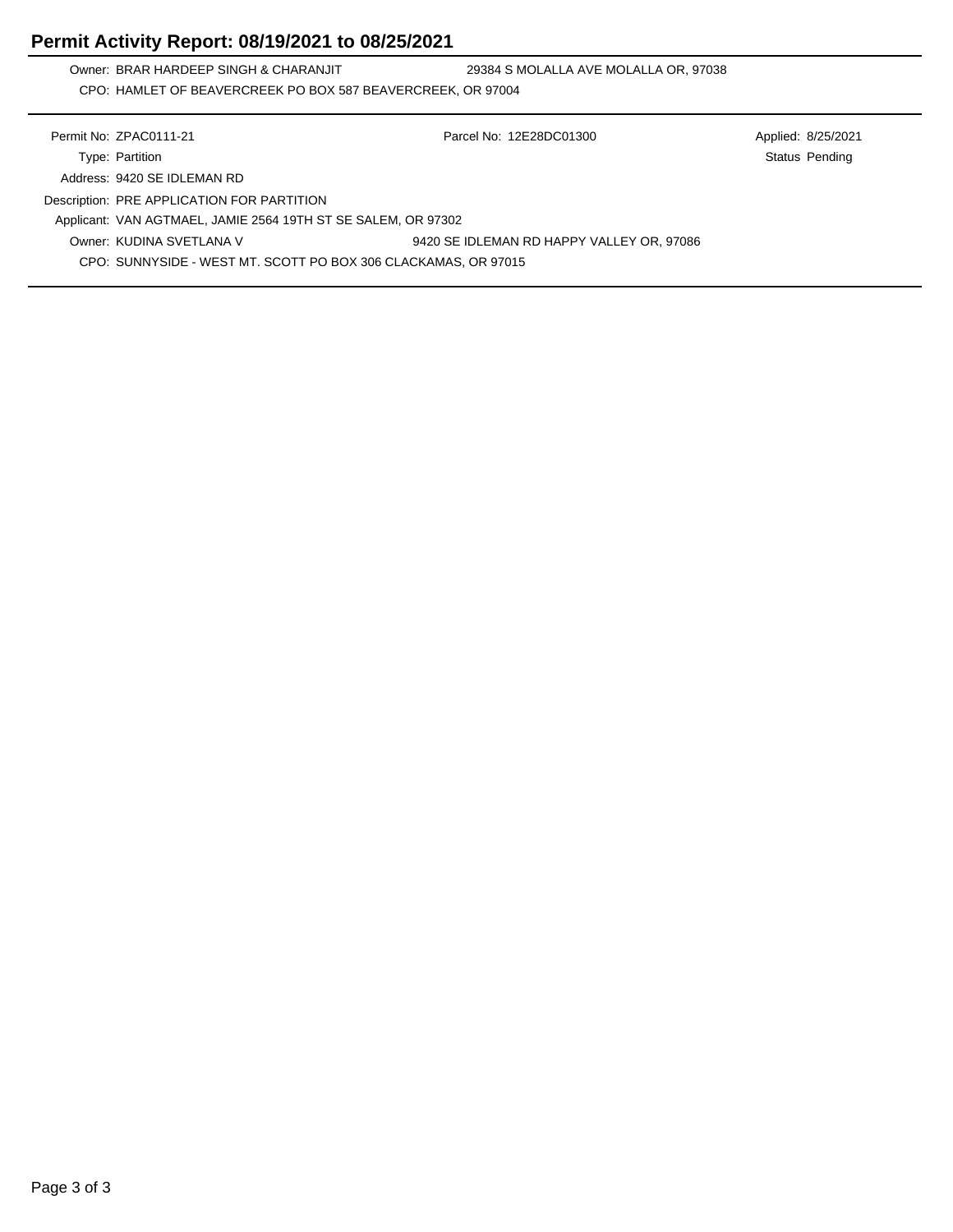# Permit Activity Report: 08/19/2021 to 08/25/2021

Owner: BRAR HARDEEP SINGH & CHARANJIT  29384 S MOLALLA AVE MOLALLA OR, 97038

CPO: HAMLET OF BEAVERCREEK PO BOX 587 BEAVERCREEK, OR 97004

---

Permit No: ZPAC0111-21  Parcel No: 12E28DC01300  Applied: 8/25/2021

Type: Partition  Status Pending

Address: 9420 SE IDLEMAN RD

Description: PRE APPLICATION FOR PARTITION

Applicant: VAN AGTMAEL, JAMIE 2564 19TH ST SE SALEM, OR 97302

Owner: KUDINA SVETLANA V  9420 SE IDLEMAN RD HAPPY VALLEY OR, 97086

CPO: SUNNYSIDE - WEST MT. SCOTT PO BOX 306 CLACKAMAS, OR 97015

---